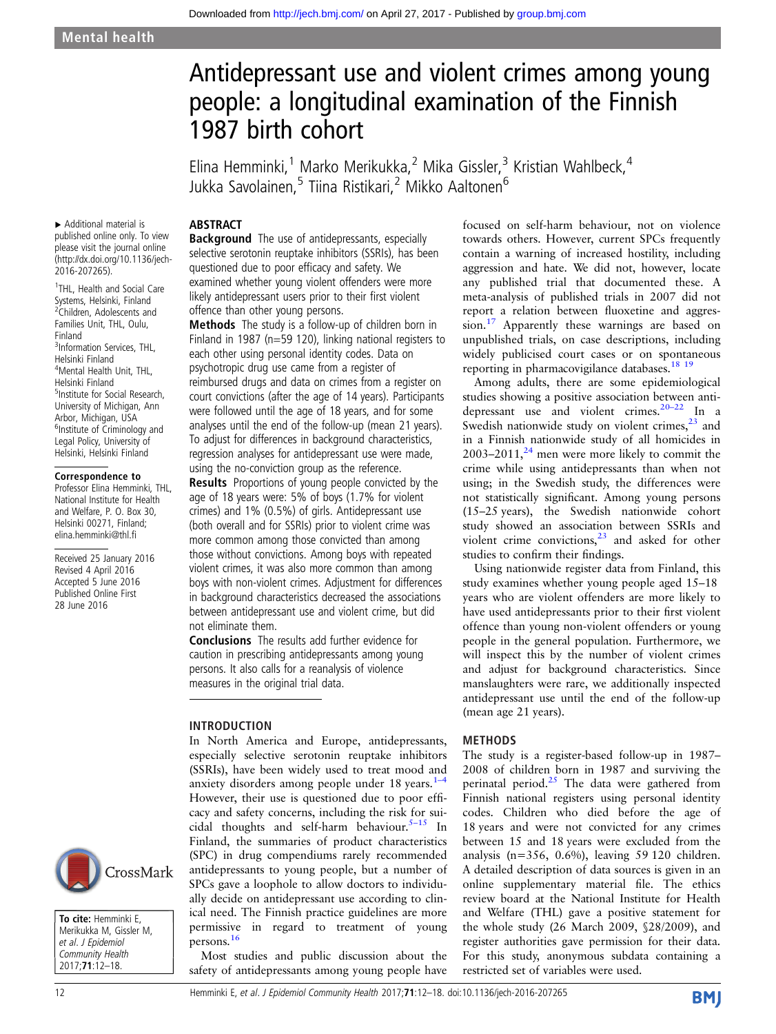Mental health

# Antidepressant use and violent crimes among young people: a longitudinal examination of the Finnish 1987 birth cohort

Elina Hemminki,[1] Marko Merikukka,[2] Mika Gissler,[3] Kristian Wahlbeck,[4] Jukka Savolainen,[5] Tiina Ristikari,[2] Mikko Aaltonen[6]

▸ Additional material is published online only. To view please visit the journal online (http://dx.doi.org/10.1136/jech-2016-207265).

[1]THL, Health and Social Care Systems, Helsinki, Finland
[2]Children, Adolescents and Families Unit, THL, Oulu, Finland
[3]Information Services, THL, Helsinki Finland
[4]Mental Health Unit, THL, Helsinki Finland
[5]Institute for Social Research, University of Michigan, Ann Arbor, Michigan, USA
[6]Institute of Criminology and Legal Policy, University of Helsinki, Helsinki Finland

**Correspondence to**
Professor Elina Hemminki, THL, National Institute for Health and Welfare, P. O. Box 30, Helsinki 00271, Finland; elina.hemminki@thl.fi

Received 25 January 2016
Revised 4 April 2016
Accepted 5 June 2016
Published Online First 28 June 2016

**To cite:** Hemminki E, Merikukka M, Gissler M, *et al. J Epidemiol Community Health* 2017;**71**:12–18.

## ABSTRACT

**Background** The use of antidepressants, especially selective serotonin reuptake inhibitors (SSRIs), has been questioned due to poor efficacy and safety. We examined whether young violent offenders were more likely antidepressant users prior to their first violent offence than other young persons.

**Methods** The study is a follow-up of children born in Finland in 1987 (n=59 120), linking national registers to each other using personal identity codes. Data on psychotropic drug use came from a register of reimbursed drugs and data on crimes from a register on court convictions (after the age of 14 years). Participants were followed until the age of 18 years, and for some analyses until the end of the follow-up (mean 21 years). To adjust for differences in background characteristics, regression analyses for antidepressant use were made, using the no-conviction group as the reference.

**Results** Proportions of young people convicted by the age of 18 years were: 5% of boys (1.7% for violent crimes) and 1% (0.5%) of girls. Antidepressant use (both overall and for SSRIs) prior to violent crime was more common among those convicted than among those without convictions. Among boys with repeated violent crimes, it was also more common than among boys with non-violent crimes. Adjustment for differences in background characteristics decreased the associations between antidepressant use and violent crime, but did not eliminate them.

**Conclusions** The results add further evidence for caution in prescribing antidepressants among young persons. It also calls for a reanalysis of violence measures in the original trial data.

## INTRODUCTION

In North America and Europe, antidepressants, especially selective serotonin reuptake inhibitors (SSRIs), have been widely used to treat mood and anxiety disorders among people under 18 years.[1–4] However, their use is questioned due to poor efficacy and safety concerns, including the risk for suicidal thoughts and self-harm behaviour.[5–15] In Finland, the summaries of product characteristics (SPC) in drug compendiums rarely recommended antidepressants to young people, but a number of SPCs gave a loophole to allow doctors to individually decide on antidepressant use according to clinical need. The Finnish practice guidelines are more permissive in regard to treatment of young persons.[16]

Most studies and public discussion about the safety of antidepressants among young people have focused on self-harm behaviour, not on violence towards others. However, current SPCs frequently contain a warning of increased hostility, including aggression and hate. We did not, however, locate any published trial that documented these. A meta-analysis of published trials in 2007 did not report a relation between fluoxetine and aggression.[17] Apparently these warnings are based on unpublished trials, on case descriptions, including widely publicised court cases or on spontaneous reporting in pharmacovigilance databases.[18 19]

Among adults, there are some epidemiological studies showing a positive association between antidepressant use and violent crimes.[20–22] In a Swedish nationwide study on violent crimes,[23] and in a Finnish nationwide study of all homicides in 2003–2011,[24] men were more likely to commit the crime while using antidepressants than when not using; in the Swedish study, the differences were not statistically significant. Among young persons (15–25 years), the Swedish nationwide cohort study showed an association between SSRIs and violent crime convictions,[23] and asked for other studies to confirm their findings.

Using nationwide register data from Finland, this study examines whether young people aged 15–18 years who are violent offenders are more likely to have used antidepressants prior to their first violent offence than young non-violent offenders or young people in the general population. Furthermore, we will inspect this by the number of violent crimes and adjust for background characteristics. Since manslaughters were rare, we additionally inspected antidepressant use until the end of the follow-up (mean age 21 years).

## METHODS

The study is a register-based follow-up in 1987–2008 of children born in 1987 and surviving the perinatal period.[25] The data were gathered from Finnish national registers using personal identity codes. Children who died before the age of 18 years and were not convicted for any crimes between 15 and 18 years were excluded from the analysis (n=356, 0.6%), leaving 59 120 children. A detailed description of data sources is given in an online supplementary material file. The ethics review board at the National Institute for Health and Welfare (THL) gave a positive statement for the whole study (26 March 2009, §28/2009), and register authorities gave permission for their data. For this study, anonymous subdata containing a restricted set of variables were used.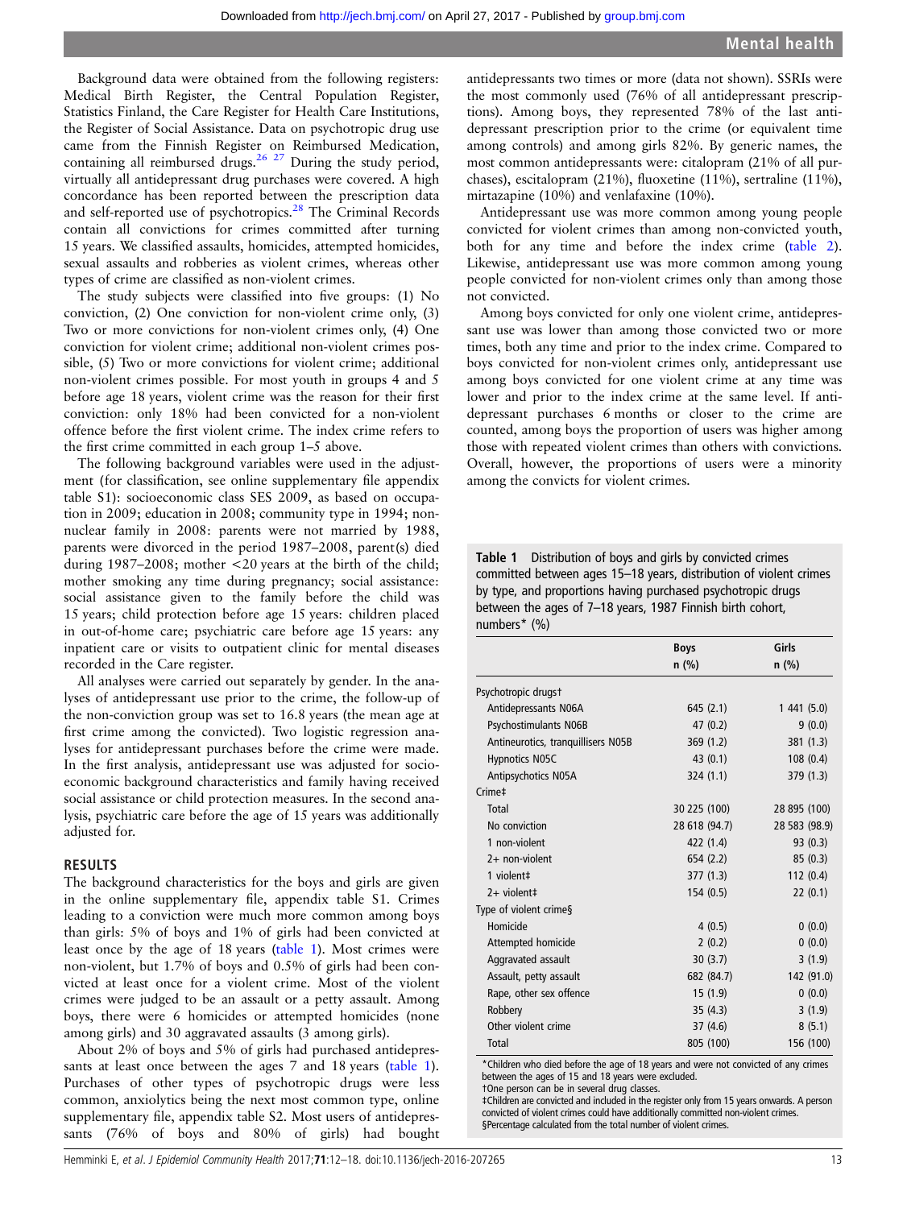Background data were obtained from the following registers: Medical Birth Register, the Central Population Register, Statistics Finland, the Care Register for Health Care Institutions, the Register of Social Assistance. Data on psychotropic drug use came from the Finnish Register on Reimbursed Medication, containing all reimbursed drugs.[26 27] During the study period, virtually all antidepressant drug purchases were covered. A high concordance has been reported between the prescription data and self-reported use of psychotropics.[28] The Criminal Records contain all convictions for crimes committed after turning 15 years. We classified assaults, homicides, attempted homicides, sexual assaults and robberies as violent crimes, whereas other types of crime are classified as non-violent crimes.

The study subjects were classified into five groups: (1) No conviction, (2) One conviction for non-violent crime only, (3) Two or more convictions for non-violent crimes only, (4) One conviction for violent crime; additional non-violent crimes possible, (5) Two or more convictions for violent crime; additional non-violent crimes possible. For most youth in groups 4 and 5 before age 18 years, violent crime was the reason for their first conviction: only 18% had been convicted for a non-violent offence before the first violent crime. The index crime refers to the first crime committed in each group 1–5 above.

The following background variables were used in the adjustment (for classification, see online supplementary file appendix table S1): socioeconomic class SES 2009, as based on occupation in 2009; education in 2008; community type in 1994; non-nuclear family in 2008: parents were not married by 1988, parents were divorced in the period 1987–2008, parent(s) died during 1987–2008; mother <20 years at the birth of the child; mother smoking any time during pregnancy; social assistance: social assistance given to the family before the child was 15 years; child protection before age 15 years: children placed in out-of-home care; psychiatric care before age 15 years: any inpatient care or visits to outpatient clinic for mental diseases recorded in the Care register.

All analyses were carried out separately by gender. In the analyses of antidepressant use prior to the crime, the follow-up of the non-conviction group was set to 16.8 years (the mean age at first crime among the convicted). Two logistic regression analyses for antidepressant purchases before the crime were made. In the first analysis, antidepressant use was adjusted for socioeconomic background characteristics and family having received social assistance or child protection measures. In the second analysis, psychiatric care before the age of 15 years was additionally adjusted for.

## RESULTS

The background characteristics for the boys and girls are given in the online supplementary file, appendix table S1. Crimes leading to a conviction were much more common among boys than girls: 5% of boys and 1% of girls had been convicted at least once by the age of 18 years (table 1). Most crimes were non-violent, but 1.7% of boys and 0.5% of girls had been convicted at least once for a violent crime. Most of the violent crimes were judged to be an assault or a petty assault. Among boys, there were 6 homicides or attempted homicides (none among girls) and 30 aggravated assaults (3 among girls).

About 2% of boys and 5% of girls had purchased antidepressants at least once between the ages 7 and 18 years (table 1). Purchases of other types of psychotropic drugs were less common, anxiolytics being the next most common type, online supplementary file, appendix table S2. Most users of antidepressants (76% of boys and 80% of girls) had bought antidepressants two times or more (data not shown). SSRIs were the most commonly used (76% of all antidepressant prescriptions). Among boys, they represented 78% of the last antidepressant prescription prior to the crime (or equivalent time among controls) and among girls 82%. By generic names, the most common antidepressants were: citalopram (21% of all purchases), escitalopram (21%), fluoxetine (11%), sertraline (11%), mirtazapine (10%) and venlafaxine (10%).

Antidepressant use was more common among young people convicted for violent crimes than among non-convicted youth, both for any time and before the index crime (table 2). Likewise, antidepressant use was more common among young people convicted for non-violent crimes only than among those not convicted.

Among boys convicted for only one violent crime, antidepressant use was lower than among those convicted two or more times, both any time and prior to the index crime. Compared to boys convicted for non-violent crimes only, antidepressant use among boys convicted for one violent crime at any time was lower and prior to the index crime at the same level. If antidepressant purchases 6 months or closer to the crime are counted, among boys the proportion of users was higher among those with repeated violent crimes than others with convictions. Overall, however, the proportions of users were a minority among the convicts for violent crimes.

**Table 1** Distribution of boys and girls by convicted crimes committed between ages 15–18 years, distribution of violent crimes by type, and proportions having purchased psychotropic drugs between the ages of 7–18 years, 1987 Finnish birth cohort, numbers* (%)

| | Boys n (%) | Girls n (%) |
|---|---|---|
| Psychotropic drugs† | | |
| Antidepressants N06A | 645 (2.1) | 1 441 (5.0) |
| Psychostimulants N06B | 47 (0.2) | 9 (0.0) |
| Antineurotics, tranquillisers N05B | 369 (1.2) | 381 (1.3) |
| Hypnotics N05C | 43 (0.1) | 108 (0.4) |
| Antipsychotics N05A | 324 (1.1) | 379 (1.3) |
| Crime‡ | | |
| Total | 30 225 (100) | 28 895 (100) |
| No conviction | 28 618 (94.7) | 28 583 (98.9) |
| 1 non-violent | 422 (1.4) | 93 (0.3) |
| 2+ non-violent | 654 (2.2) | 85 (0.3) |
| 1 violent‡ | 377 (1.3) | 112 (0.4) |
| 2+ violent‡ | 154 (0.5) | 22 (0.1) |
| Type of violent crime§ | | |
| Homicide | 4 (0.5) | 0 (0.0) |
| Attempted homicide | 2 (0.2) | 0 (0.0) |
| Aggravated assault | 30 (3.7) | 3 (1.9) |
| Assault, petty assault | 682 (84.7) | 142 (91.0) |
| Rape, other sex offence | 15 (1.9) | 0 (0.0) |
| Robbery | 35 (4.3) | 3 (1.9) |
| Other violent crime | 37 (4.6) | 8 (5.1) |
| Total | 805 (100) | 156 (100) |

*Children who died before the age of 18 years and were not convicted of any crimes between the ages of 15 and 18 years were excluded.
†One person can be in several drug classes.
‡Children are convicted and included in the register only from 15 years onwards. A person convicted of violent crimes could have additionally committed non-violent crimes.
§Percentage calculated from the total number of violent crimes.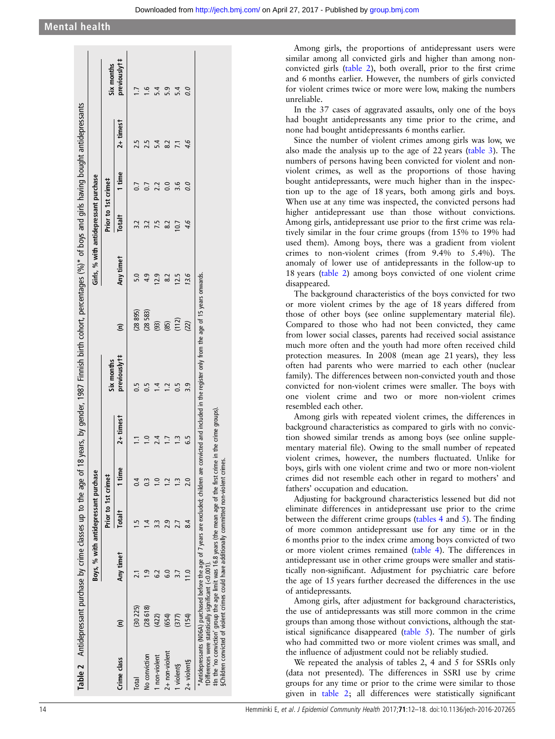**Table 2** Antidepressant purchase by crime classes up to the age of 18 years, by gender, 1987 Finnish birth cohort, percentages (%)* of boys and girls having bought antidepressants

| | Boys, % with antidepressant purchase | | | | | | Girls, % with antidepressant purchase | | | | | |
|---|---|---|---|---|---|---|---|---|---|---|---|---|
| | | | Prior to 1st crime‡ | | | | | | Prior to 1st crime‡ | | | |
| Crime class | (n) | Any time† | Total† | 1 time | 2+ times† | Six months previously†‡ | (n) | Any time† | Total† | 1 time | 2+ times† | Six months previously†‡ |
| Total | (30 225) | 2.1 | 1.5 | 0.4 | 1.1 | 0.5 | (28 895) | 5.0 | 3.2 | 0.7 | 2.5 | 1.7 |
| No conviction | (28 618) | 1.9 | 1.4 | 0.3 | 1.0 | 0.5 | (28 583) | 4.9 | 3.2 | 0.7 | 2.5 | 1.6 |
| 1 non-violent | (422) | 6.2 | 3.3 | 1.0 | 2.4 | 1.4 | (93) | 12.9 | 7.5 | 2.2 | 5.4 | 5.4 |
| 2+ non-violent | (654) | 6.0 | 2.9 | 1.2 | 1.7 | 1.2 | (85) | 8.2 | 8.2 | 0.0 | 8.2 | 5.9 |
| 1 violent§ | (377) | 3.7 | 2.7 | 1.3 | 1.3 | 0.5 | (112) | 12.5 | 10.7 | 3.6 | 7.1 | 5.4 |
| 2+ violent§ | (154) | 11.0 | 8.4 | 2.0 | 6.5 | 3.9 | *(22)* | *13.6* | *4.6* | *0.0* | *4.6* | *0.0* |

*Antidepressants (N06A) purchased before the age of 7 years are excluded; children are convicted and included in the register only from the age of 15 years onwards.
†Differences were statistically significant (<0.001).
‡In the 'no conviction' group the age limit was 16.8 years (the mean age of the first crime in the crime groups).
§Children convicted of violent crimes could have additionally committed non-violent crimes.

Among girls, the proportions of antidepressant users were similar among all convicted girls and higher than among non-convicted girls (table 2), both overall, prior to the first crime and 6 months earlier. However, the numbers of girls convicted for violent crimes twice or more were low, making the numbers unreliable.

In the 37 cases of aggravated assaults, only one of the boys had bought antidepressants any time prior to the crime, and none had bought antidepressants 6 months earlier.

Since the number of violent crimes among girls was low, we also made the analysis up to the age of 22 years (table 3). The numbers of persons having been convicted for violent and non-violent crimes, as well as the proportions of those having bought antidepressants, were much higher than in the inspection up to the age of 18 years, both among girls and boys. When use at any time was inspected, the convicted persons had higher antidepressant use than those without convictions. Among girls, antidepressant use prior to the first crime was relatively similar in the four crime groups (from 15% to 19% had used them). Among boys, there was a gradient from violent crimes to non-violent crimes (from 9.4% to 5.4%). The anomaly of lower use of antidepressants in the follow-up to 18 years (table 2) among boys convicted of one violent crime disappeared.

The background characteristics of the boys convicted for two or more violent crimes by the age of 18 years differed from those of other boys (see online supplementary material file). Compared to those who had not been convicted, they came from lower social classes, parents had received social assistance much more often and the youth had more often received child protection measures. In 2008 (mean age 21 years), they less often had parents who were married to each other (nuclear family). The differences between non-convicted youth and those convicted for non-violent crimes were smaller. The boys with one violent crime and two or more non-violent crimes resembled each other.

Among girls with repeated violent crimes, the differences in background characteristics as compared to girls with no conviction showed similar trends as among boys (see online supplementary material file). Owing to the small number of repeated violent crimes, however, the numbers fluctuated. Unlike for boys, girls with one violent crime and two or more non-violent crimes did not resemble each other in regard to mothers' and fathers' occupation and education.

Adjusting for background characteristics lessened but did not eliminate differences in antidepressant use prior to the crime between the different crime groups (tables 4 and 5). The finding of more common antidepressant use for any time or in the 6 months prior to the index crime among boys convicted of two or more violent crimes remained (table 4). The differences in antidepressant use in other crime groups were smaller and statistically non-significant. Adjustment for psychiatric care before the age of 15 years further decreased the differences in the use of antidepressants.

Among girls, after adjustment for background characteristics, the use of antidepressants was still more common in the crime groups than among those without convictions, although the statistical significance disappeared (table 5). The number of girls who had committed two or more violent crimes was small, and the influence of adjustment could not be reliably studied.

We repeated the analysis of tables 2, 4 and 5 for SSRIs only (data not presented). The differences in SSRI use by crime groups for any time or prior to the crime were similar to those given in table 2; all differences were statistically significant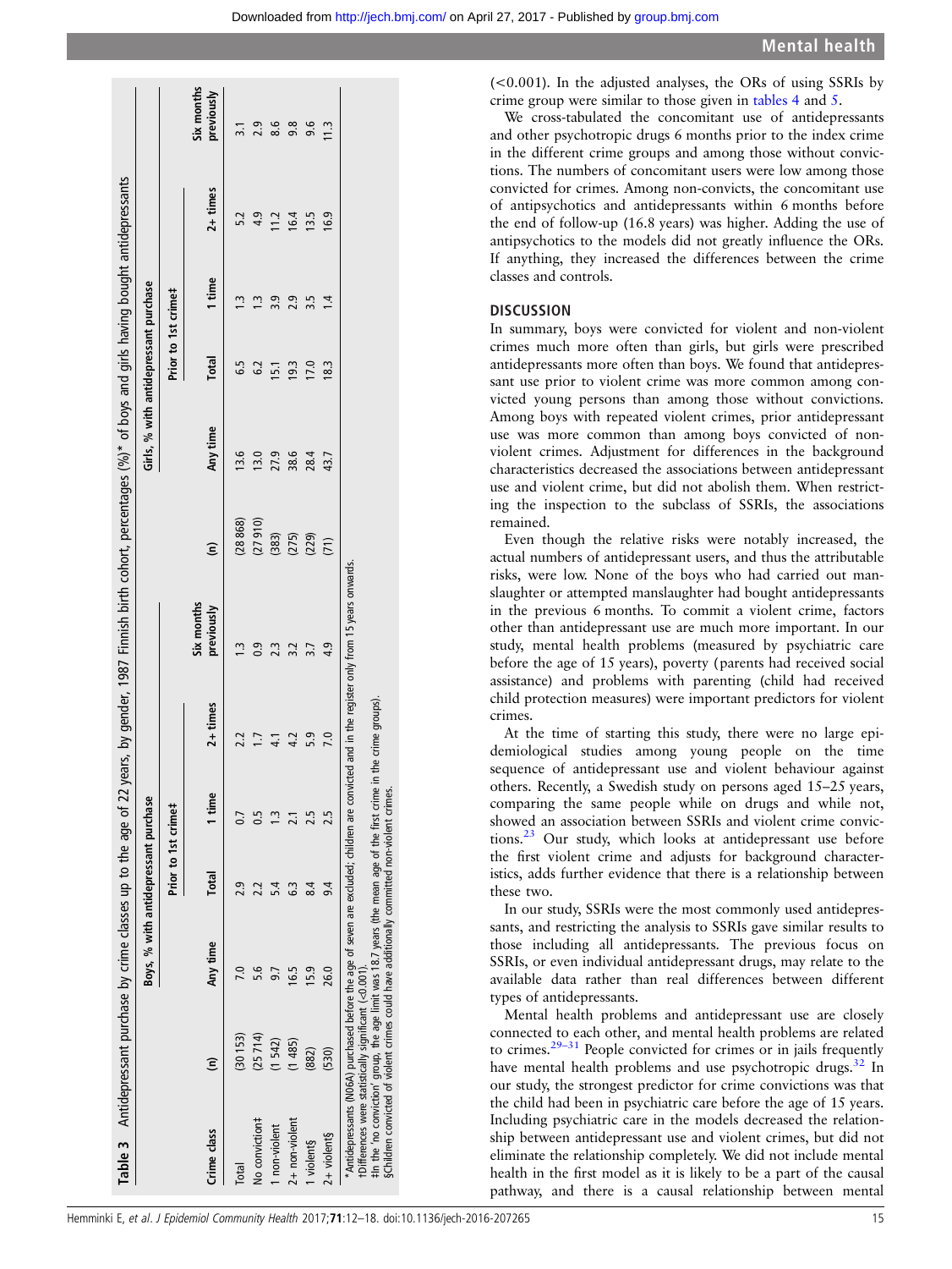**Table 3** Antidepressant purchase by crime classes up to the age of 22 years, by gender, 1987 Finnish birth cohort, percentages (%)* of boys and girls having bought antidepressants

| | Boys, % with antidepressant purchase | | | | | | Girls, % with antidepressant purchase | | | | | |
|---|---|---|---|---|---|---|---|---|---|---|---|---|
| | | | Prior to 1st crime‡ | | | | | | Prior to 1st crime‡ | | | |
| Crime class | (n) | Any time | Total | 1 time | 2+ times | Six months previously | (n) | Any time | Total | 1 time | 2+ times | Six months previously |
| Total | (30 153) | 7.0 | 2.9 | 0.7 | 2.2 | 1.3 | (28 868) | 13.6 | 6.5 | 1.3 | 5.2 | 3.1 |
| No conviction‡ | (25 714) | 5.6 | 2.2 | 0.5 | 1.7 | 0.9 | (27 910) | 13.0 | 6.2 | 1.3 | 4.9 | 2.9 |
| 1 non-violent | (1 542) | 9.7 | 5.4 | 1.3 | 4.1 | 2.3 | (383) | 27.9 | 15.1 | 3.9 | 11.2 | 8.6 |
| 2+ non-violent | (1 485) | 16.5 | 6.3 | 2.1 | 4.2 | 3.2 | (275) | 38.6 | 19.3 | 2.9 | 16.4 | 9.8 |
| 1 violent§ | (882) | 15.9 | 8.4 | 2.5 | 5.9 | 3.7 | (229) | 28.4 | 17.0 | 3.5 | 13.5 | 9.6 |
| 2+ violent§ | (530) | 26.0 | 9.4 | 2.5 | 7.0 | 4.9 | (71) | 43.7 | 18.3 | 1.4 | 16.9 | 11.3 |

*Antidepressants (N06A) purchased before the age of seven are excluded; children are convicted and in the register only from 15 years onwards.
†Differences were statistically significant (<0.001).
‡In the 'no conviction' group, the age limit was 18.7 years (the mean age of the first crime in the crime groups).
§Children convicted of violent crimes could have additionally committed non-violent crimes.

(<0.001). In the adjusted analyses, the ORs of using SSRIs by crime group were similar to those given in tables 4 and 5.

We cross-tabulated the concomitant use of antidepressants and other psychotropic drugs 6 months prior to the index crime in the different crime groups and among those without convictions. The numbers of concomitant users were low among those convicted for crimes. Among non-convicts, the concomitant use of antipsychotics and antidepressants within 6 months before the end of follow-up (16.8 years) was higher. Adding the use of antipsychotics to the models did not greatly influence the ORs. If anything, they increased the differences between the crime classes and controls.

## DISCUSSION

In summary, boys were convicted for violent and non-violent crimes much more often than girls, but girls were prescribed antidepressants more often than boys. We found that antidepressant use prior to violent crime was more common among convicted young persons than among those without convictions. Among boys with repeated violent crimes, prior antidepressant use was more common than among boys convicted of non-violent crimes. Adjustment for differences in the background characteristics decreased the associations between antidepressant use and violent crime, but did not abolish them. When restricting the inspection to the subclass of SSRIs, the associations remained.

Even though the relative risks were notably increased, the actual numbers of antidepressant users, and thus the attributable risks, were low. None of the boys who had carried out manslaughter or attempted manslaughter had bought antidepressants in the previous 6 months. To commit a violent crime, factors other than antidepressant use are much more important. In our study, mental health problems (measured by psychiatric care before the age of 15 years), poverty (parents had received social assistance) and problems with parenting (child had received child protection measures) were important predictors for violent crimes.

At the time of starting this study, there were no large epidemiological studies among young people on the time sequence of antidepressant use and violent behaviour against others. Recently, a Swedish study on persons aged 15–25 years, comparing the same people while on drugs and while not, showed an association between SSRIs and violent crime convictions.[23] Our study, which looks at antidepressant use before the first violent crime and adjusts for background characteristics, adds further evidence that there is a relationship between these two.

In our study, SSRIs were the most commonly used antidepressants, and restricting the analysis to SSRIs gave similar results to those including all antidepressants. The previous focus on SSRIs, or even individual antidepressant drugs, may relate to the available data rather than real differences between different types of antidepressants.

Mental health problems and antidepressant use are closely connected to each other, and mental health problems are related to crimes.[29–31] People convicted for crimes or in jails frequently have mental health problems and use psychotropic drugs.[32] In our study, the strongest predictor for crime convictions was that the child had been in psychiatric care before the age of 15 years. Including psychiatric care in the models decreased the relationship between antidepressant use and violent crimes, but did not eliminate the relationship completely. We did not include mental health in the first model as it is likely to be a part of the causal pathway, and there is a causal relationship between mental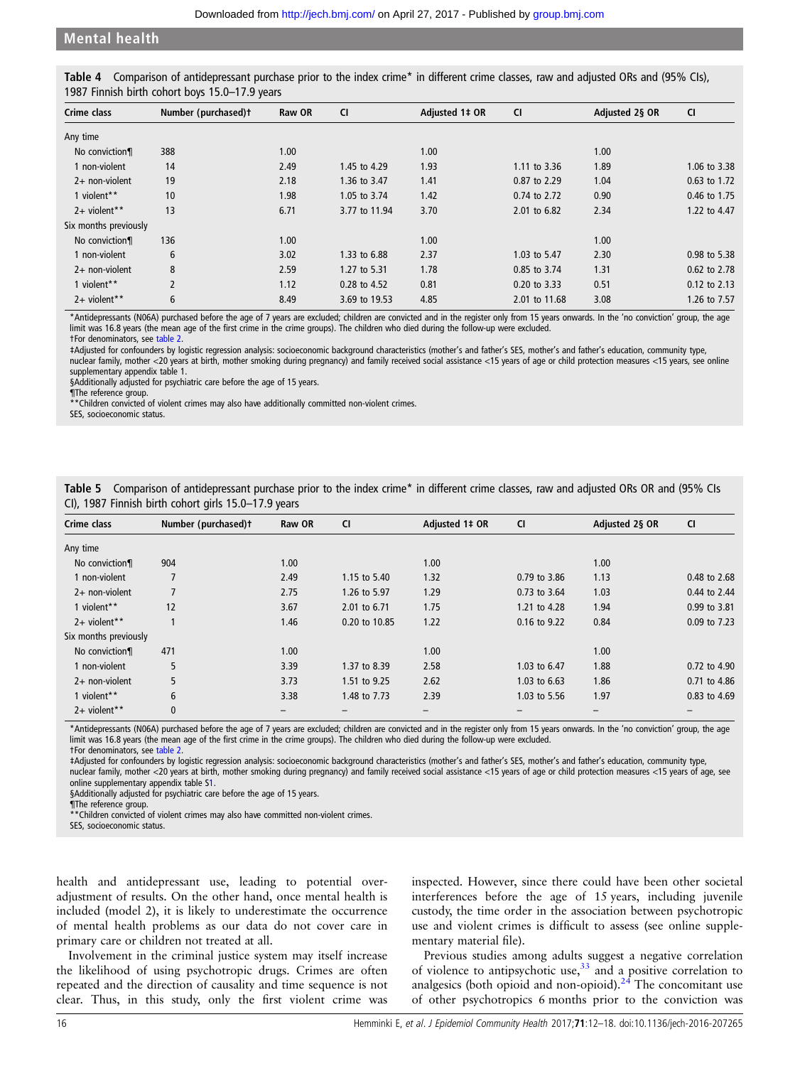**Table 4** Comparison of antidepressant purchase prior to the index crime* in different crime classes, raw and adjusted ORs and (95% CIs), 1987 Finnish birth cohort boys 15.0–17.9 years

| Crime class | Number (purchased)† | Raw OR | CI | Adjusted 1‡ OR | CI | Adjusted 2§ OR | CI |
|---|---|---|---|---|---|---|---|
| Any time | | | | | | | |
| No conviction¶ | 388 | 1.00 | | 1.00 | | 1.00 | |
| 1 non-violent | 14 | 2.49 | 1.45 to 4.29 | 1.93 | 1.11 to 3.36 | 1.89 | 1.06 to 3.38 |
| 2+ non-violent | 19 | 2.18 | 1.36 to 3.47 | 1.41 | 0.87 to 2.29 | 1.04 | 0.63 to 1.72 |
| 1 violent** | 10 | 1.98 | 1.05 to 3.74 | 1.42 | 0.74 to 2.72 | 0.90 | 0.46 to 1.75 |
| 2+ violent** | 13 | 6.71 | 3.77 to 11.94 | 3.70 | 2.01 to 6.82 | 2.34 | 1.22 to 4.47 |
| Six months previously | | | | | | | |
| No conviction¶ | 136 | 1.00 | | 1.00 | | 1.00 | |
| 1 non-violent | 6 | 3.02 | 1.33 to 6.88 | 2.37 | 1.03 to 5.47 | 2.30 | 0.98 to 5.38 |
| 2+ non-violent | 8 | 2.59 | 1.27 to 5.31 | 1.78 | 0.85 to 3.74 | 1.31 | 0.62 to 2.78 |
| 1 violent** | 2 | 1.12 | 0.28 to 4.52 | 0.81 | 0.20 to 3.33 | 0.51 | 0.12 to 2.13 |
| 2+ violent** | 6 | 8.49 | 3.69 to 19.53 | 4.85 | 2.01 to 11.68 | 3.08 | 1.26 to 7.57 |

*Antidepressants (N06A) purchased before the age of 7 years are excluded; children are convicted and in the register only from 15 years onwards. In the 'no conviction' group, the age limit was 16.8 years (the mean age of the first crime in the crime groups). The children who died during the follow-up were excluded.
†For denominators, see table 2.
‡Adjusted for confounders by logistic regression analysis: socioeconomic background characteristics (mother's and father's SES, mother's and father's education, community type, nuclear family, mother <20 years at birth, mother smoking during pregnancy) and family received social assistance <15 years of age or child protection measures <15 years, see online supplementary appendix table 1.
§Additionally adjusted for psychiatric care before the age of 15 years.
¶The reference group.
**Children convicted of violent crimes may also have additionally committed non-violent crimes.
SES, socioeconomic status.

**Table 5** Comparison of antidepressant purchase prior to the index crime* in different crime classes, raw and adjusted ORs OR and (95% CIs CI), 1987 Finnish birth cohort girls 15.0–17.9 years

| Crime class | Number (purchased)† | Raw OR | CI | Adjusted 1‡ OR | CI | Adjusted 2§ OR | CI |
|---|---|---|---|---|---|---|---|
| Any time | | | | | | | |
| No conviction¶ | 904 | 1.00 | | 1.00 | | 1.00 | |
| 1 non-violent | 7 | 2.49 | 1.15 to 5.40 | 1.32 | 0.79 to 3.86 | 1.13 | 0.48 to 2.68 |
| 2+ non-violent | 7 | 2.75 | 1.26 to 5.97 | 1.29 | 0.73 to 3.64 | 1.03 | 0.44 to 2.44 |
| 1 violent** | 12 | 3.67 | 2.01 to 6.71 | 1.75 | 1.21 to 4.28 | 1.94 | 0.99 to 3.81 |
| 2+ violent** | 1 | 1.46 | 0.20 to 10.85 | 1.22 | 0.16 to 9.22 | 0.84 | 0.09 to 7.23 |
| Six months previously | | | | | | | |
| No conviction¶ | 471 | 1.00 | | 1.00 | | 1.00 | |
| 1 non-violent | 5 | 3.39 | 1.37 to 8.39 | 2.58 | 1.03 to 6.47 | 1.88 | 0.72 to 4.90 |
| 2+ non-violent | 5 | 3.73 | 1.51 to 9.25 | 2.62 | 1.03 to 6.63 | 1.86 | 0.71 to 4.86 |
| 1 violent** | 6 | 3.38 | 1.48 to 7.73 | 2.39 | 1.03 to 5.56 | 1.97 | 0.83 to 4.69 |
| 2+ violent** | 0 | – | – | – | – | – | – |

*Antidepressants (N06A) purchased before the age of 7 years are excluded; children are convicted and in the register only from 15 years onwards. In the 'no conviction' group, the age limit was 16.8 years (the mean age of the first crime in the crime groups). The children who died during the follow-up were excluded.
†For denominators, see table 2.
‡Adjusted for confounders by logistic regression analysis: socioeconomic background characteristics (mother's and father's SES, mother's and father's education, community type, nuclear family, mother <20 years at birth, mother smoking during pregnancy) and family received social assistance <15 years of age or child protection measures <15 years of age, see online supplementary appendix table S1.
§Additionally adjusted for psychiatric care before the age of 15 years.
¶The reference group.
**Children convicted of violent crimes may also have committed non-violent crimes.
SES, socioeconomic status.

health and antidepressant use, leading to potential over-adjustment of results. On the other hand, once mental health is included (model 2), it is likely to underestimate the occurrence of mental health problems as our data do not cover care in primary care or children not treated at all.

Involvement in the criminal justice system may itself increase the likelihood of using psychotropic drugs. Crimes are often repeated and the direction of causality and time sequence is not clear. Thus, in this study, only the first violent crime was inspected. However, since there could have been other societal interferences before the age of 15 years, including juvenile custody, the time order in the association between psychotropic use and violent crimes is difficult to assess (see online supplementary material file).

Previous studies among adults suggest a negative correlation of violence to antipsychotic use,[33] and a positive correlation to analgesics (both opioid and non-opioid).[24] The concomitant use of other psychotropics 6 months prior to the conviction was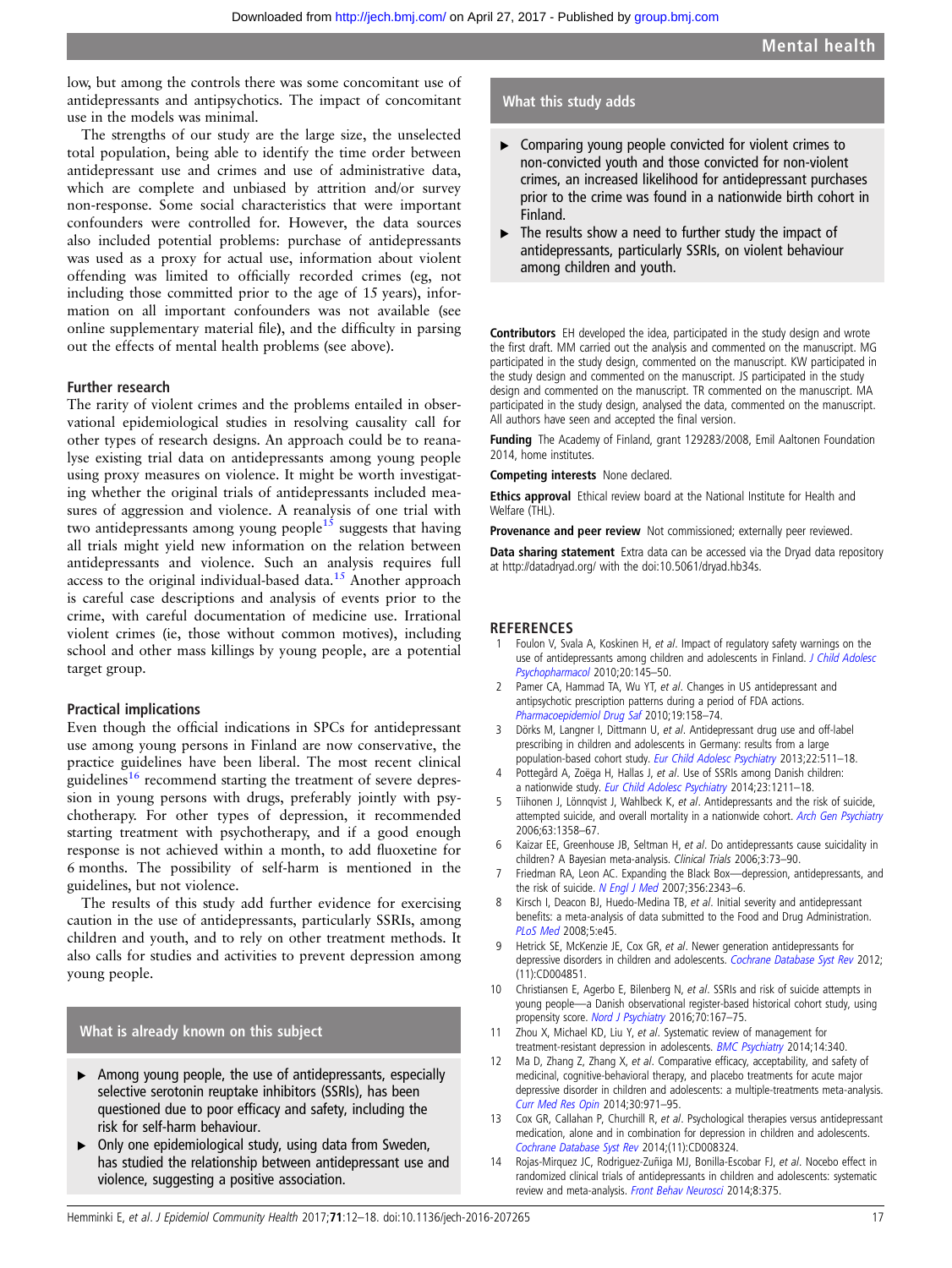low, but among the controls there was some concomitant use of antidepressants and antipsychotics. The impact of concomitant use in the models was minimal.

The strengths of our study are the large size, the unselected total population, being able to identify the time order between antidepressant use and crimes and use of administrative data, which are complete and unbiased by attrition and/or survey non-response. Some social characteristics that were important confounders were controlled for. However, the data sources also included potential problems: purchase of antidepressants was used as a proxy for actual use, information about violent offending was limited to officially recorded crimes (eg, not including those committed prior to the age of 15 years), information on all important confounders was not available (see online supplementary material file), and the difficulty in parsing out the effects of mental health problems (see above).

### Further research

The rarity of violent crimes and the problems entailed in observational epidemiological studies in resolving causality call for other types of research designs. An approach could be to reanalyse existing trial data on antidepressants among young people using proxy measures on violence. It might be worth investigating whether the original trials of antidepressants included measures of aggression and violence. A reanalysis of one trial with two antidepressants among young people[15] suggests that having all trials might yield new information on the relation between antidepressants and violence. Such an analysis requires full access to the original individual-based data.[15] Another approach is careful case descriptions and analysis of events prior to the crime, with careful documentation of medicine use. Irrational violent crimes (ie, those without common motives), including school and other mass killings by young people, are a potential target group.

### Practical implications

Even though the official indications in SPCs for antidepressant use among young persons in Finland are now conservative, the practice guidelines have been liberal. The most recent clinical guidelines[16] recommend starting the treatment of severe depression in young persons with drugs, preferably jointly with psychotherapy. For other types of depression, it recommended starting treatment with psychotherapy, and if a good enough response is not achieved within a month, to add fluoxetine for 6 months. The possibility of self-harm is mentioned in the guidelines, but not violence.

The results of this study add further evidence for exercising caution in the use of antidepressants, particularly SSRIs, among children and youth, and to rely on other treatment methods. It also calls for studies and activities to prevent depression among young people.

### What is already known on this subject

- Among young people, the use of antidepressants, especially selective serotonin reuptake inhibitors (SSRIs), has been questioned due to poor efficacy and safety, including the risk for self-harm behaviour.
- Only one epidemiological study, using data from Sweden, has studied the relationship between antidepressant use and violence, suggesting a positive association.

### What this study adds

- Comparing young people convicted for violent crimes to non-convicted youth and those convicted for non-violent crimes, an increased likelihood for antidepressant purchases prior to the crime was found in a nationwide birth cohort in Finland.
- The results show a need to further study the impact of antidepressants, particularly SSRIs, on violent behaviour among children and youth.

**Contributors** EH developed the idea, participated in the study design and wrote the first draft. MM carried out the analysis and commented on the manuscript. MG participated in the study design, commented on the manuscript. KW participated in the study design and commented on the manuscript. JS participated in the study design and commented on the manuscript. TR commented on the manuscript. MA participated in the study design, analysed the data, commented on the manuscript. All authors have seen and accepted the final version.

**Funding** The Academy of Finland, grant 129283/2008, Emil Aaltonen Foundation 2014, home institutes.

**Competing interests** None declared.

**Ethics approval** Ethical review board at the National Institute for Health and Welfare (THL).

**Provenance and peer review** Not commissioned; externally peer reviewed.

**Data sharing statement** Extra data can be accessed via the Dryad data repository at http://datadryad.org/ with the doi:10.5061/dryad.hb34s.

## REFERENCES

1. Foulon V, Svala A, Koskinen H, *et al*. Impact of regulatory safety warnings on the use of antidepressants among children and adolescents in Finland. *J Child Adolesc Psychopharmacol* 2010;20:145–50.
2. Pamer CA, Hammad TA, Wu YT, *et al*. Changes in US antidepressant and antipsychotic prescription patterns during a period of FDA actions. *Pharmacoepidemiol Drug Saf* 2010;19:158–74.
3. Dörks M, Langner I, Dittmann U, *et al*. Antidepressant drug use and off-label prescribing in children and adolescents in Germany: results from a large population-based cohort study. *Eur Child Adolesc Psychiatry* 2013;22:511–18.
4. Pottegård A, Zoëga H, Hallas J, *et al*. Use of SSRIs among Danish children: a nationwide study. *Eur Child Adolesc Psychiatry* 2014;23:1211–18.
5. Tiihonen J, Lönnqvist J, Wahlbeck K, *et al*. Antidepressants and the risk of suicide, attempted suicide, and overall mortality in a nationwide cohort. *Arch Gen Psychiatry* 2006;63:1358–67.
6. Kaizar EE, Greenhouse JB, Seltman H, *et al*. Do antidepressants cause suicidality in children? A Bayesian meta-analysis. *Clinical Trials* 2006;3:73–90.
7. Friedman RA, Leon AC. Expanding the Black Box—depression, antidepressants, and the risk of suicide. *N Engl J Med* 2007;356:2343–6.
8. Kirsch I, Deacon BJ, Huedo-Medina TB, *et al*. Initial severity and antidepressant benefits: a meta-analysis of data submitted to the Food and Drug Administration. *PLoS Med* 2008;5:e45.
9. Hetrick SE, McKenzie JE, Cox GR, *et al*. Newer generation antidepressants for depressive disorders in children and adolescents. *Cochrane Database Syst Rev* 2012;(11):CD004851.
10. Christiansen E, Agerbo E, Bilenberg N, *et al*. SSRIs and risk of suicide attempts in young people—a Danish observational register-based historical cohort study, using propensity score. *Nord J Psychiatry* 2016;70:167–75.
11. Zhou X, Michael KD, Liu Y, *et al*. Systematic review of management for treatment-resistant depression in adolescents. *BMC Psychiatry* 2014;14:340.
12. Ma D, Zhang Z, Zhang X, *et al*. Comparative efficacy, acceptability, and safety of medicinal, cognitive-behavioral therapy, and placebo treatments for acute major depressive disorder in children and adolescents: a multiple-treatments meta-analysis. *Curr Med Res Opin* 2014;30:971–95.
13. Cox GR, Callahan P, Churchill R, *et al*. Psychological therapies versus antidepressant medication, alone and in combination for depression in children and adolescents. *Cochrane Database Syst Rev* 2014;(11):CD008324.
14. Rojas-Mirquez JC, Rodriguez-Zuñiga MJ, Bonilla-Escobar FJ, *et al*. Nocebo effect in randomized clinical trials of antidepressants in children and adolescents: systematic review and meta-analysis. *Front Behav Neurosci* 2014;8:375.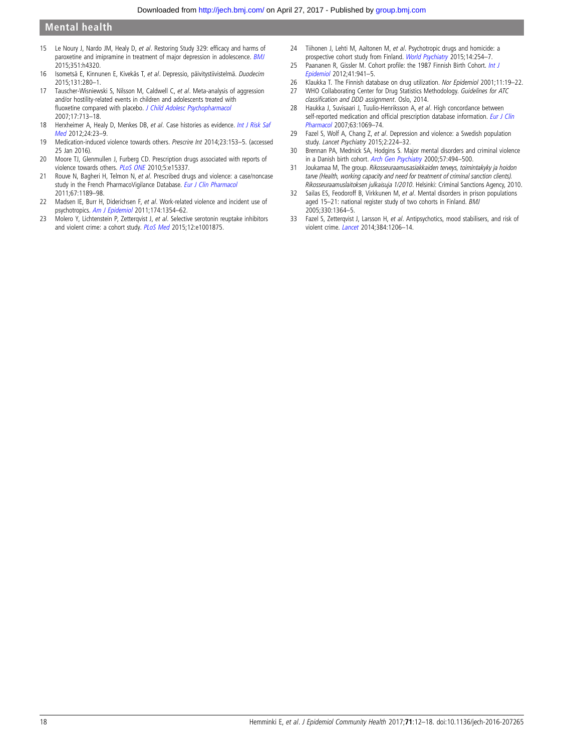15 Le Noury J, Nardo JM, Healy D, *et al*. Restoring Study 329: efficacy and harms of paroxetine and imipramine in treatment of major depression in adolescence. *BMJ* 2015;351:h4320.

16 Isometsä E, Kinnunen E, Kivekäs T, *et al*. Depressio, päivitystiivistelmä. *Duodecim* 2015;131:280–1.

17 Tauscher-Wisniewski S, Nilsson M, Caldwell C, *et al*. Meta-analysis of aggression and/or hostility-related events in children and adolescents treated with fluoxetine compared with placebo. *J Child Adolesc Psychopharmacol* 2007;17:713–18.

18 Herxheimer A, Healy D, Menkes DB, *et al*. Case histories as evidence. *Int J Risk Saf Med* 2012;24:23–9.

19 Medication-induced violence towards others. *Prescrire Int* 2014;23:153–5. (accessed 25 Jan 2016).

20 Moore TJ, Glenmullen J, Furberg CD. Prescription drugs associated with reports of violence towards others. *PLoS ONE* 2010;5:e15337.

21 Rouve N, Bagheri H, Telmon N, *et al*. Prescribed drugs and violence: a case/noncase study in the French PharmacoVigilance Database. *Eur J Clin Pharmacol* 2011;67:1189–98.

22 Madsen IE, Burr H, Diderichsen F, *et al*. Work-related violence and incident use of psychotropics. *Am J Epidemiol* 2011;174:1354–62.

23 Molero Y, Lichtenstein P, Zetterqvist J, *et al*. Selective serotonin reuptake inhibitors and violent crime: a cohort study. *PLoS Med* 2015;12:e1001875.

24 Tiihonen J, Lehti M, Aaltonen M, *et al*. Psychotropic drugs and homicide: a prospective cohort study from Finland. *World Psychiatry* 2015;14:254–7.

25 Paananen R, Gissler M. Cohort profile: the 1987 Finnish Birth Cohort. *Int J Epidemiol* 2012;41:941–5.

26 Klaukka T. The Finnish database on drug utilization. *Nor Epidemiol* 2001;11:19–22.

27 WHO Collaborating Center for Drug Statistics Methodology. *Guidelines for ATC classification and DDD assignment*. Oslo, 2014.

28 Haukka J, Suvisaari J, Tuulio-Henriksson A, *et al*. High concordance between self-reported medication and official prescription database information. *Eur J Clin Pharmacol* 2007;63:1069–74.

29 Fazel S, Wolf A, Chang Z, *et al*. Depression and violence: a Swedish population study. *Lancet Psychiatry* 2015;2:224–32.

30 Brennan PA, Mednick SA, Hodgins S. Major mental disorders and criminal violence in a Danish birth cohort. *Arch Gen Psychiatry* 2000;57:494–500.

31 Joukamaa M, The group. *Rikosseuraamusasiakkaiden terveys, toimintakyky ja hoidon tarve (Health, working capacity and need for treatment of criminal sanction clients). Rikosseuraamuslaitoksen julkaisuja 1/2010*. Helsinki: Criminal Sanctions Agency, 2010.

32 Sailas ES, Feodoroff B, Virkkunen M, *et al*. Mental disorders in prison populations aged 15–21: national register study of two cohorts in Finland. *BMJ* 2005;330:1364–5.

33 Fazel S, Zetterqvist J, Larsson H, *et al*. Antipsychotics, mood stabilisers, and risk of violent crime. *Lancet* 2014;384:1206–14.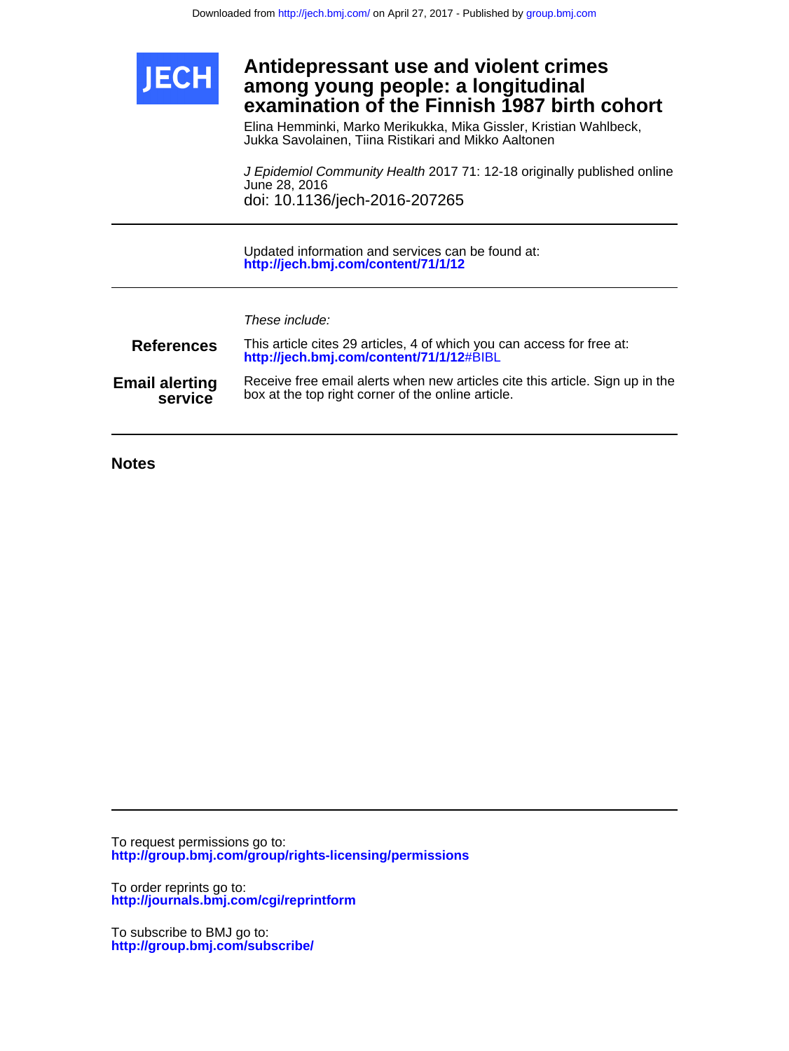Downloaded from http://jech.bmj.com/ on April 27, 2017 - Published by group.bmj.com

JECH

# Antidepressant use and violent crimes among young people: a longitudinal examination of the Finnish 1987 birth cohort

Elina Hemminki, Marko Merikukka, Mika Gissler, Kristian Wahlbeck, Jukka Savolainen, Tiina Ristikari and Mikko Aaltonen

*J Epidemiol Community Health* 2017 71: 12-18 originally published online June 28, 2016
doi: 10.1136/jech-2016-207265

Updated information and services can be found at:
**http://jech.bmj.com/content/71/1/12**

*These include:*

**References** This article cites 29 articles, 4 of which you can access for free at: **http://jech.bmj.com/content/71/1/12**#BIBL

**Email alerting service** Receive free email alerts when new articles cite this article. Sign up in the box at the top right corner of the online article.

## Notes

To request permissions go to:
**http://group.bmj.com/group/rights-licensing/permissions**

To order reprints go to:
**http://journals.bmj.com/cgi/reprintform**

To subscribe to BMJ go to:
**http://group.bmj.com/subscribe/**